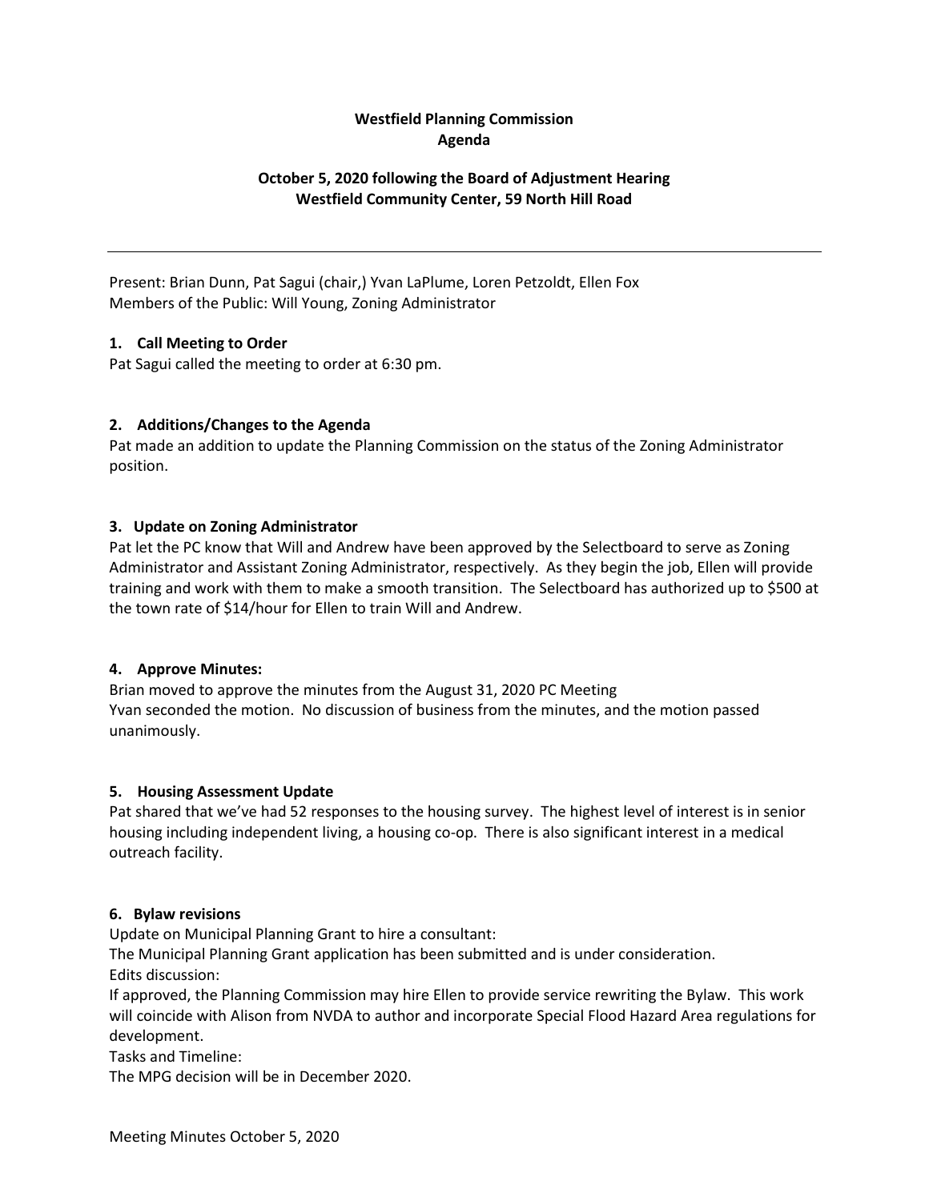**Westfield Planning Commission**
**Agenda**

**October 5, 2020 following the Board of Adjustment Hearing**
**Westfield Community Center, 59 North Hill Road**

---

Present: Brian Dunn, Pat Sagui (chair,) Yvan LaPlume, Loren Petzoldt, Ellen Fox
Members of the Public: Will Young, Zoning Administrator

### 1. Call Meeting to Order

Pat Sagui called the meeting to order at 6:30 pm.

### 2. Additions/Changes to the Agenda

Pat made an addition to update the Planning Commission on the status of the Zoning Administrator position.

### 3. Update on Zoning Administrator

Pat let the PC know that Will and Andrew have been approved by the Selectboard to serve as Zoning Administrator and Assistant Zoning Administrator, respectively. As they begin the job, Ellen will provide training and work with them to make a smooth transition. The Selectboard has authorized up to $500 at the town rate of $14/hour for Ellen to train Will and Andrew.

### 4. Approve Minutes:

Brian moved to approve the minutes from the August 31, 2020 PC Meeting
Yvan seconded the motion. No discussion of business from the minutes, and the motion passed unanimously.

### 5. Housing Assessment Update

Pat shared that we've had 52 responses to the housing survey. The highest level of interest is in senior housing including independent living, a housing co-op. There is also significant interest in a medical outreach facility.

### 6. Bylaw revisions

Update on Municipal Planning Grant to hire a consultant:
The Municipal Planning Grant application has been submitted and is under consideration.
Edits discussion:
If approved, the Planning Commission may hire Ellen to provide service rewriting the Bylaw. This work will coincide with Alison from NVDA to author and incorporate Special Flood Hazard Area regulations for development.
Tasks and Timeline:
The MPG decision will be in December 2020.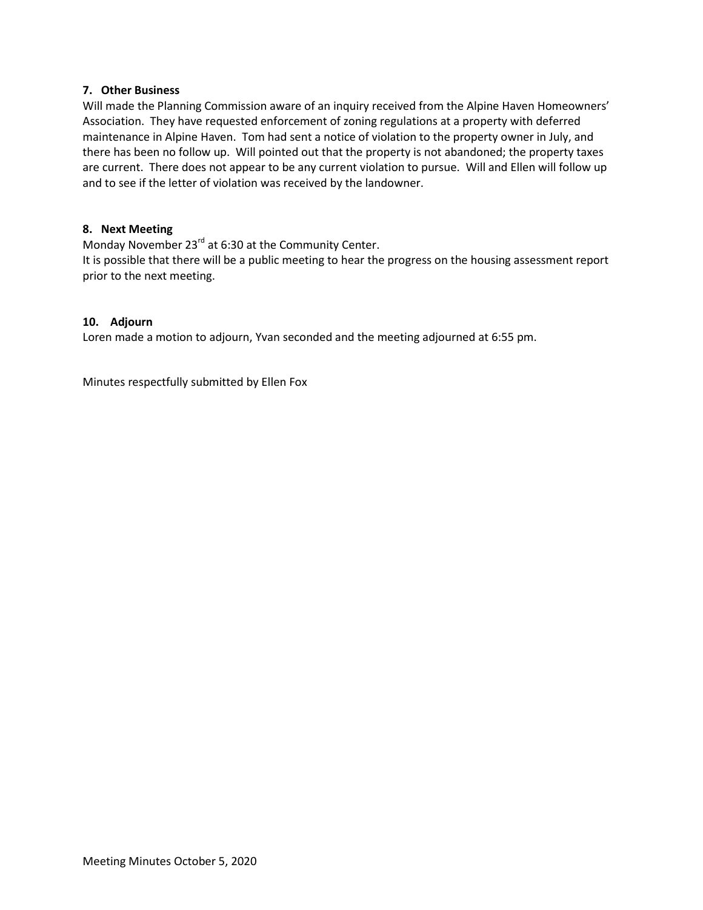**7. Other Business**

Will made the Planning Commission aware of an inquiry received from the Alpine Haven Homeowners' Association. They have requested enforcement of zoning regulations at a property with deferred maintenance in Alpine Haven. Tom had sent a notice of violation to the property owner in July, and there has been no follow up. Will pointed out that the property is not abandoned; the property taxes are current. There does not appear to be any current violation to pursue. Will and Ellen will follow up and to see if the letter of violation was received by the landowner.

**8. Next Meeting**

Monday November 23rd at 6:30 at the Community Center.
It is possible that there will be a public meeting to hear the progress on the housing assessment report prior to the next meeting.

**10. Adjourn**

Loren made a motion to adjourn, Yvan seconded and the meeting adjourned at 6:55 pm.

Minutes respectfully submitted by Ellen Fox